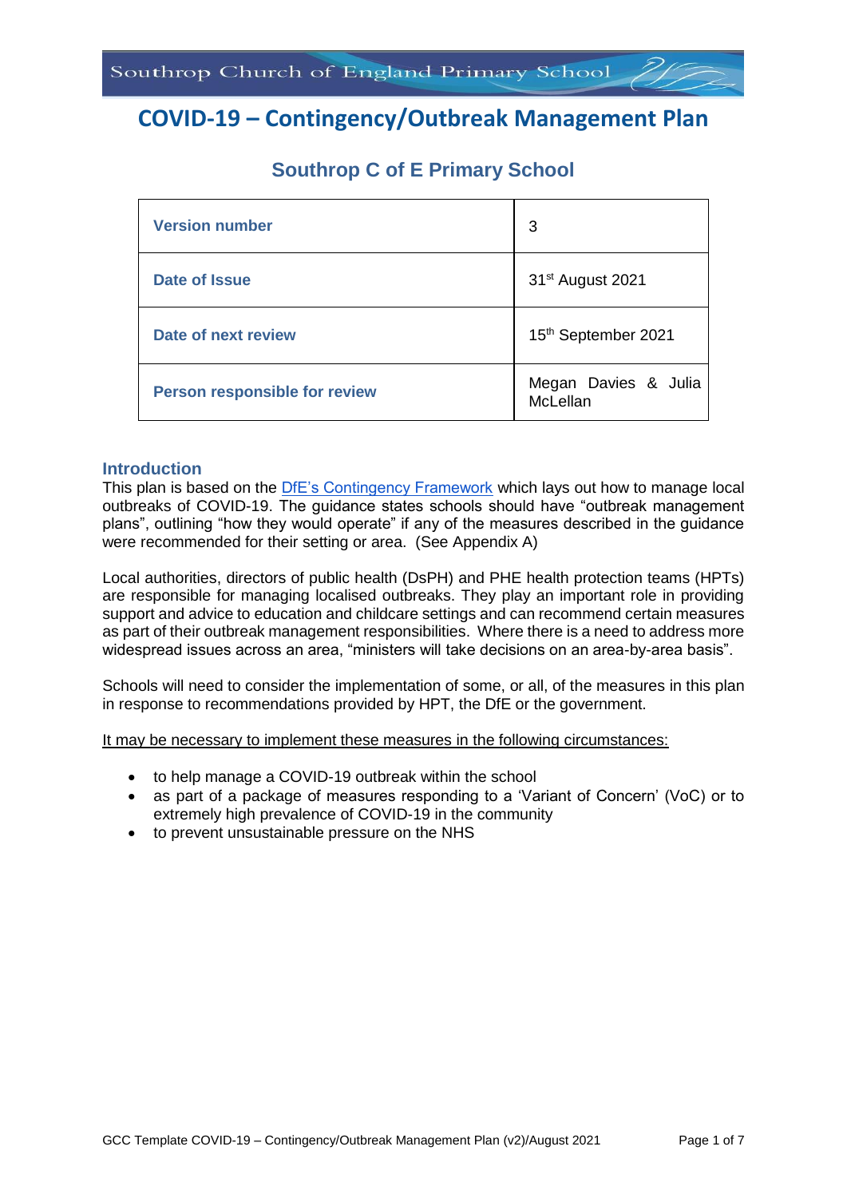# COVID-19 – Contingency/Outbreak Management Plan

## Southrop C of E Primary School

| Version number | 3 |
|---|---|
| Date of Issue | 31st August 2021 |
| Date of next review | 15th September 2021 |
| Person responsible for review | Megan Davies & Julia McLellan |

### Introduction

This plan is based on the DfE's Contingency Framework which lays out how to manage local outbreaks of COVID-19. The guidance states schools should have "outbreak management plans", outlining "how they would operate" if any of the measures described in the guidance were recommended for their setting or area. (See Appendix A)

Local authorities, directors of public health (DsPH) and PHE health protection teams (HPTs) are responsible for managing localised outbreaks. They play an important role in providing support and advice to education and childcare settings and can recommend certain measures as part of their outbreak management responsibilities. Where there is a need to address more widespread issues across an area, "ministers will take decisions on an area-by-area basis".

Schools will need to consider the implementation of some, or all, of the measures in this plan in response to recommendations provided by HPT, the DfE or the government.

<u>It may be necessary to implement these measures in the following circumstances:</u>

- to help manage a COVID-19 outbreak within the school
- as part of a package of measures responding to a 'Variant of Concern' (VoC) or to extremely high prevalence of COVID-19 in the community
- to prevent unsustainable pressure on the NHS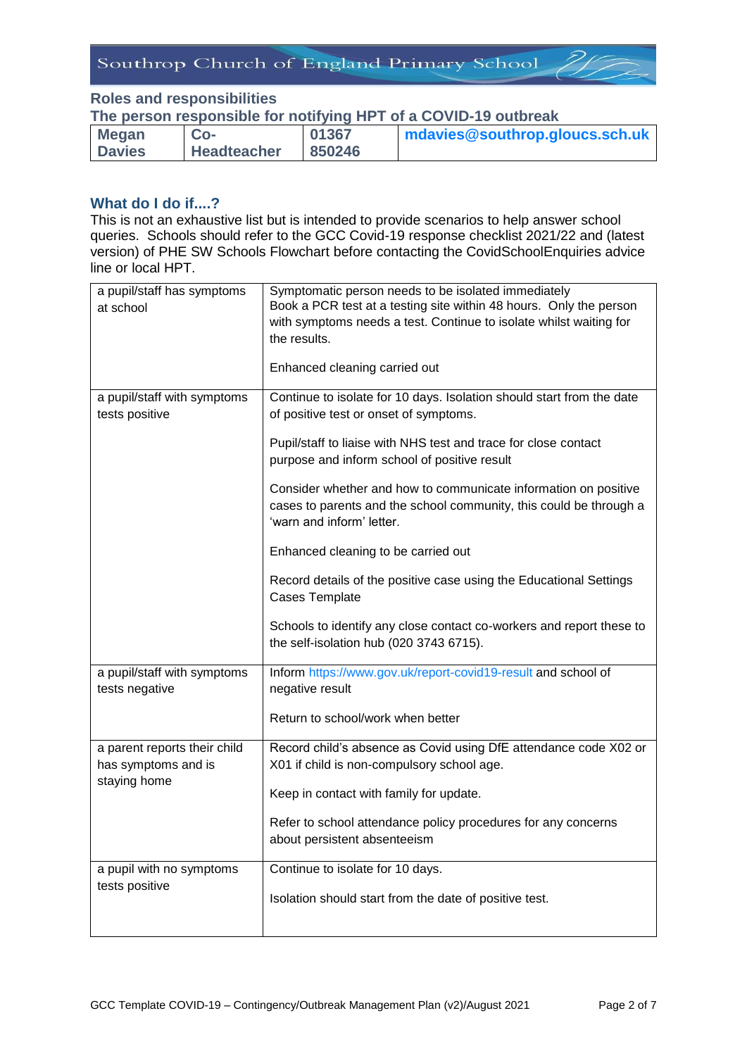## Roles and responsibilities

### The person responsible for notifying HPT of a COVID-19 outbreak

| Megan Davies | Co-Headteacher | 01367 850246 | mdavies@southrop.gloucs.sch.uk |
|---|---|---|---|

## What do I do if....?

This is not an exhaustive list but is intended to provide scenarios to help answer school queries. Schools should refer to the GCC Covid-19 response checklist 2021/22 and (latest version) of PHE SW Schools Flowchart before contacting the CovidSchoolEnquiries advice line or local HPT.

| | |
|---|---|
| a pupil/staff has symptoms at school | Symptomatic person needs to be isolated immediately<br>Book a PCR test at a testing site within 48 hours. Only the person with symptoms needs a test. Continue to isolate whilst waiting for the results.<br><br>Enhanced cleaning carried out |
| a pupil/staff with symptoms tests positive | Continue to isolate for 10 days. Isolation should start from the date of positive test or onset of symptoms.<br><br>Pupil/staff to liaise with NHS test and trace for close contact purpose and inform school of positive result<br><br>Consider whether and how to communicate information on positive cases to parents and the school community, this could be through a 'warn and inform' letter.<br><br>Enhanced cleaning to be carried out<br><br>Record details of the positive case using the Educational Settings Cases Template<br><br>Schools to identify any close contact co-workers and report these to the self-isolation hub (020 3743 6715). |
| a pupil/staff with symptoms tests negative | Inform https://www.gov.uk/report-covid19-result and school of negative result<br><br>Return to school/work when better |
| a parent reports their child has symptoms and is staying home | Record child's absence as Covid using DfE attendance code X02 or X01 if child is non-compulsory school age.<br><br>Keep in contact with family for update.<br><br>Refer to school attendance policy procedures for any concerns about persistent absenteeism |
| a pupil with no symptoms tests positive | Continue to isolate for 10 days.<br><br>Isolation should start from the date of positive test. |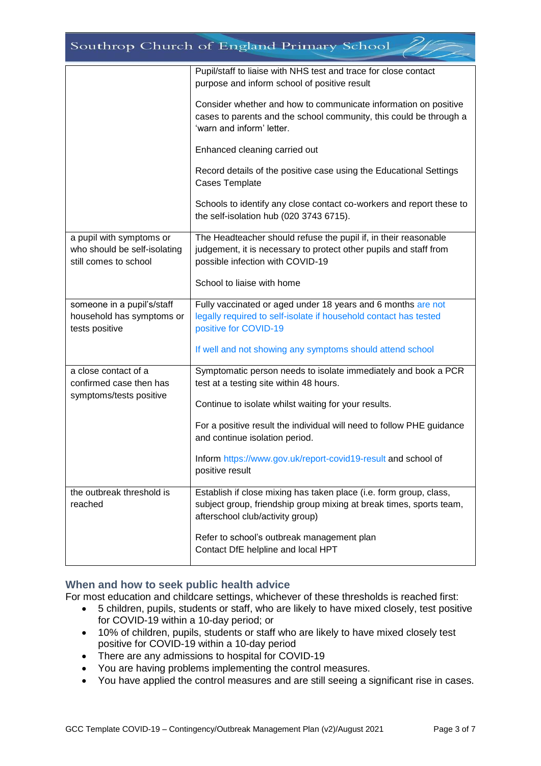| | |
|---|---|
| | Pupil/staff to liaise with NHS test and trace for close contact purpose and inform school of positive result<br><br>Consider whether and how to communicate information on positive cases to parents and the school community, this could be through a 'warn and inform' letter.<br><br>Enhanced cleaning carried out<br><br>Record details of the positive case using the Educational Settings Cases Template<br><br>Schools to identify any close contact co-workers and report these to the self-isolation hub (020 3743 6715). |
| a pupil with symptoms or who should be self-isolating still comes to school | The Headteacher should refuse the pupil if, in their reasonable judgement, it is necessary to protect other pupils and staff from possible infection with COVID-19<br><br>School to liaise with home |
| someone in a pupil's/staff household has symptoms or tests positive | Fully vaccinated or aged under 18 years and 6 months are not legally required to self-isolate if household contact has tested positive for COVID-19<br><br>If well and not showing any symptoms should attend school |
| a close contact of a confirmed case then has symptoms/tests positive | Symptomatic person needs to isolate immediately and book a PCR test at a testing site within 48 hours.<br><br>Continue to isolate whilst waiting for your results.<br><br>For a positive result the individual will need to follow PHE guidance and continue isolation period.<br><br>Inform https://www.gov.uk/report-covid19-result and school of positive result |
| the outbreak threshold is reached | Establish if close mixing has taken place (i.e. form group, class, subject group, friendship group mixing at break times, sports team, afterschool club/activity group)<br><br>Refer to school's outbreak management plan<br>Contact DfE helpline and local HPT |

## When and how to seek public health advice

For most education and childcare settings, whichever of these thresholds is reached first:

- 5 children, pupils, students or staff, who are likely to have mixed closely, test positive for COVID-19 within a 10-day period; or
- 10% of children, pupils, students or staff who are likely to have mixed closely test positive for COVID-19 within a 10-day period
- There are any admissions to hospital for COVID-19
- You are having problems implementing the control measures.
- You have applied the control measures and are still seeing a significant rise in cases.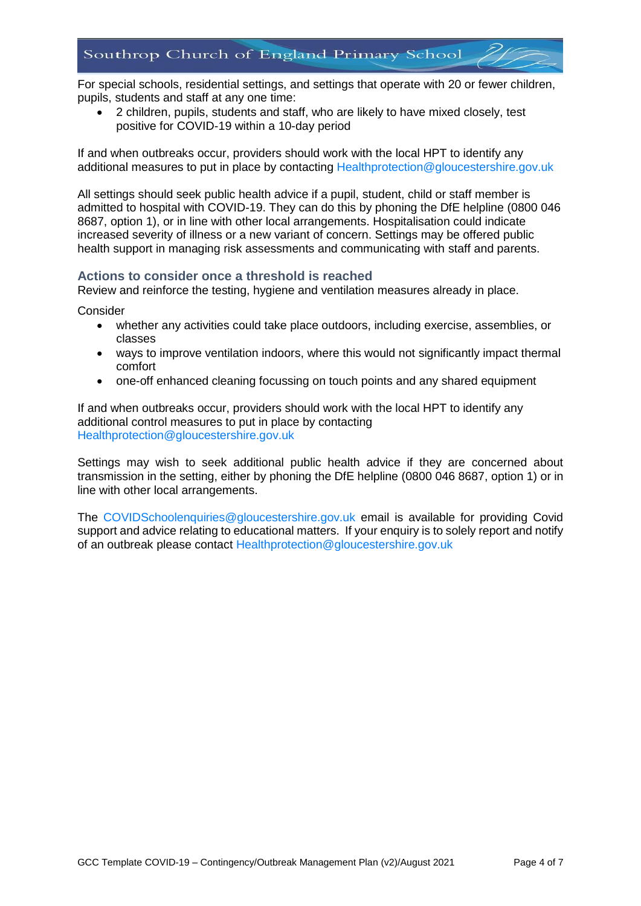For special schools, residential settings, and settings that operate with 20 or fewer children, pupils, students and staff at any one time:

- 2 children, pupils, students and staff, who are likely to have mixed closely, test positive for COVID-19 within a 10-day period

If and when outbreaks occur, providers should work with the local HPT to identify any additional measures to put in place by contacting Healthprotection@gloucestershire.gov.uk

All settings should seek public health advice if a pupil, student, child or staff member is admitted to hospital with COVID-19. They can do this by phoning the DfE helpline (0800 046 8687, option 1), or in line with other local arrangements. Hospitalisation could indicate increased severity of illness or a new variant of concern. Settings may be offered public health support in managing risk assessments and communicating with staff and parents.

### Actions to consider once a threshold is reached

Review and reinforce the testing, hygiene and ventilation measures already in place.

Consider

- whether any activities could take place outdoors, including exercise, assemblies, or classes
- ways to improve ventilation indoors, where this would not significantly impact thermal comfort
- one-off enhanced cleaning focussing on touch points and any shared equipment

If and when outbreaks occur, providers should work with the local HPT to identify any additional control measures to put in place by contacting Healthprotection@gloucestershire.gov.uk

Settings may wish to seek additional public health advice if they are concerned about transmission in the setting, either by phoning the DfE helpline (0800 046 8687, option 1) or in line with other local arrangements.

The COVIDSchoolenquiries@gloucestershire.gov.uk email is available for providing Covid support and advice relating to educational matters. If your enquiry is to solely report and notify of an outbreak please contact Healthprotection@gloucestershire.gov.uk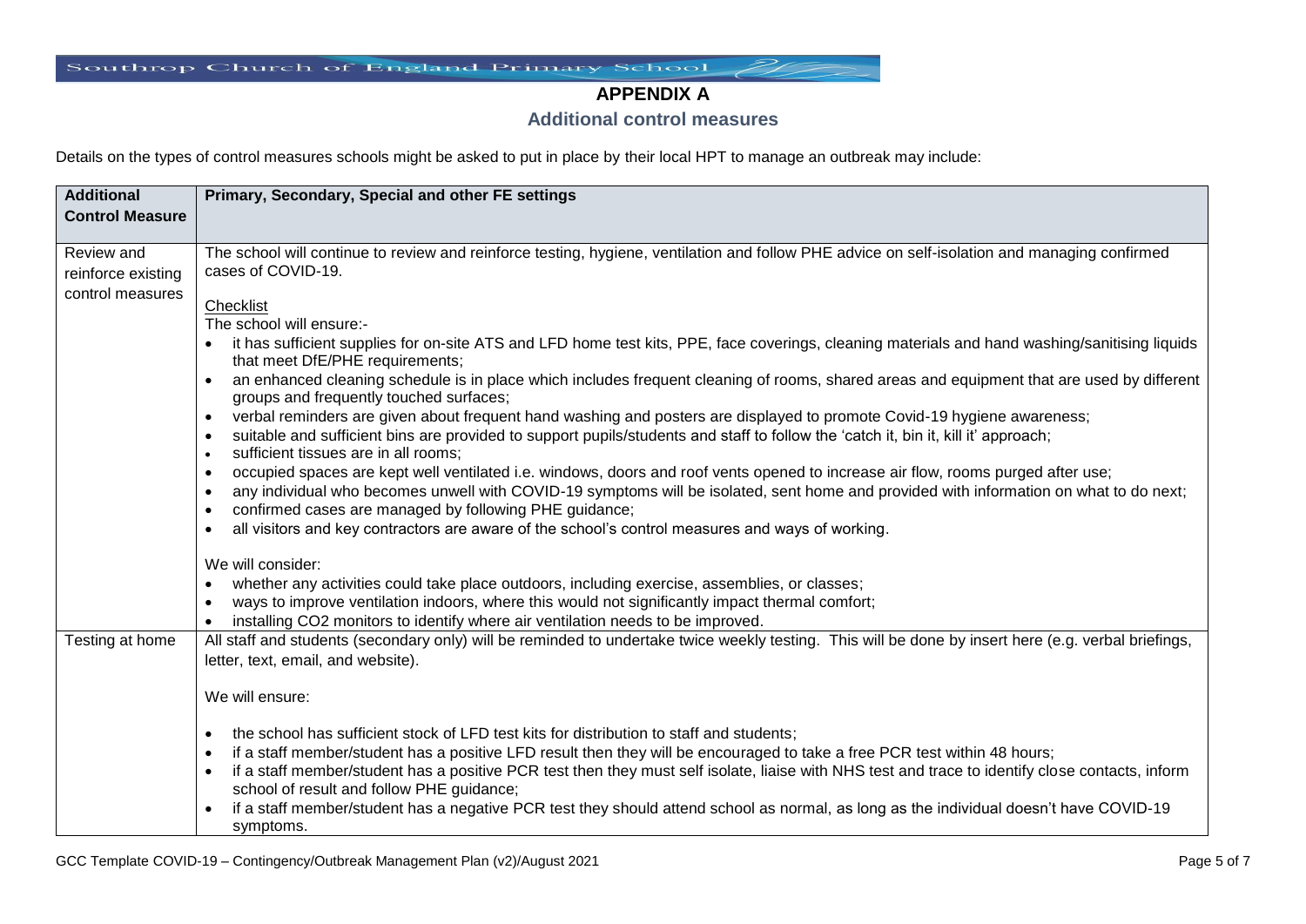## APPENDIX A

### Additional control measures

Details on the types of control measures schools might be asked to put in place by their local HPT to manage an outbreak may include:

| Additional Control Measure | Primary, Secondary, Special and other FE settings |
| --- | --- |
| Review and reinforce existing control measures | The school will continue to review and reinforce testing, hygiene, ventilation and follow PHE advice on self-isolation and managing confirmed cases of COVID-19.<br><br>Checklist<br>The school will ensure:-<br>• it has sufficient supplies for on-site ATS and LFD home test kits, PPE, face coverings, cleaning materials and hand washing/sanitising liquids that meet DfE/PHE requirements;<br>• an enhanced cleaning schedule is in place which includes frequent cleaning of rooms, shared areas and equipment that are used by different groups and frequently touched surfaces;<br>• verbal reminders are given about frequent hand washing and posters are displayed to promote Covid-19 hygiene awareness;<br>• suitable and sufficient bins are provided to support pupils/students and staff to follow the 'catch it, bin it, kill it' approach;<br>• sufficient tissues are in all rooms;<br>• occupied spaces are kept well ventilated i.e. windows, doors and roof vents opened to increase air flow, rooms purged after use;<br>• any individual who becomes unwell with COVID-19 symptoms will be isolated, sent home and provided with information on what to do next;<br>• confirmed cases are managed by following PHE guidance;<br>• all visitors and key contractors are aware of the school's control measures and ways of working.<br><br>We will consider:<br>• whether any activities could take place outdoors, including exercise, assemblies, or classes;<br>• ways to improve ventilation indoors, where this would not significantly impact thermal comfort;<br>• installing CO2 monitors to identify where air ventilation needs to be improved. |
| Testing at home | All staff and students (secondary only) will be reminded to undertake twice weekly testing. This will be done by insert here (e.g. verbal briefings, letter, text, email, and website).<br><br>We will ensure:<br><br>• the school has sufficient stock of LFD test kits for distribution to staff and students;<br>• if a staff member/student has a positive LFD result then they will be encouraged to take a free PCR test within 48 hours;<br>• if a staff member/student has a positive PCR test then they must self isolate, liaise with NHS test and trace to identify close contacts, inform school of result and follow PHE guidance;<br>• if a staff member/student has a negative PCR test they should attend school as normal, as long as the individual doesn't have COVID-19 symptoms. |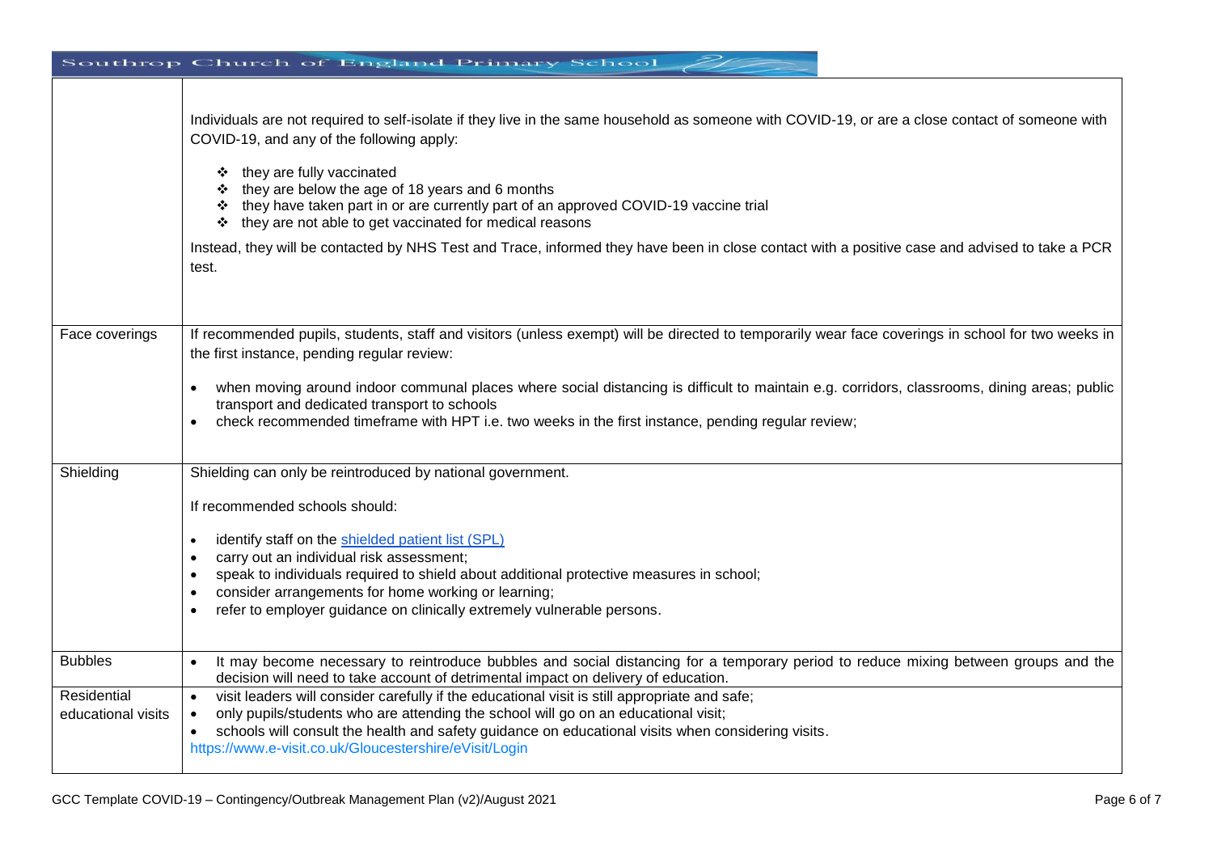| | |
|---|---|
| | Individuals are not required to self-isolate if they live in the same household as someone with COVID-19, or are a close contact of someone with COVID-19, and any of the following apply:<br><br>❖ they are fully vaccinated<br>❖ they are below the age of 18 years and 6 months<br>❖ they have taken part in or are currently part of an approved COVID-19 vaccine trial<br>❖ they are not able to get vaccinated for medical reasons<br><br>Instead, they will be contacted by NHS Test and Trace, informed they have been in close contact with a positive case and advised to take a PCR test. |
| Face coverings | If recommended pupils, students, staff and visitors (unless exempt) will be directed to temporarily wear face coverings in school for two weeks in the first instance, pending regular review:<br><br>• when moving around indoor communal places where social distancing is difficult to maintain e.g. corridors, classrooms, dining areas; public transport and dedicated transport to schools<br>• check recommended timeframe with HPT i.e. two weeks in the first instance, pending regular review; |
| Shielding | Shielding can only be reintroduced by national government.<br><br>If recommended schools should:<br><br>• identify staff on the [shielded patient list (SPL)]<br>• carry out an individual risk assessment;<br>• speak to individuals required to shield about additional protective measures in school;<br>• consider arrangements for home working or learning;<br>• refer to employer guidance on clinically extremely vulnerable persons. |
| Bubbles | • It may become necessary to reintroduce bubbles and social distancing for a temporary period to reduce mixing between groups and the decision will need to take account of detrimental impact on delivery of education. |
| Residential educational visits | • visit leaders will consider carefully if the educational visit is still appropriate and safe;<br>• only pupils/students who are attending the school will go on an educational visit;<br>• schools will consult the health and safety guidance on educational visits when considering visits.<br>https://www.e-visit.co.uk/Gloucestershire/eVisit/Login |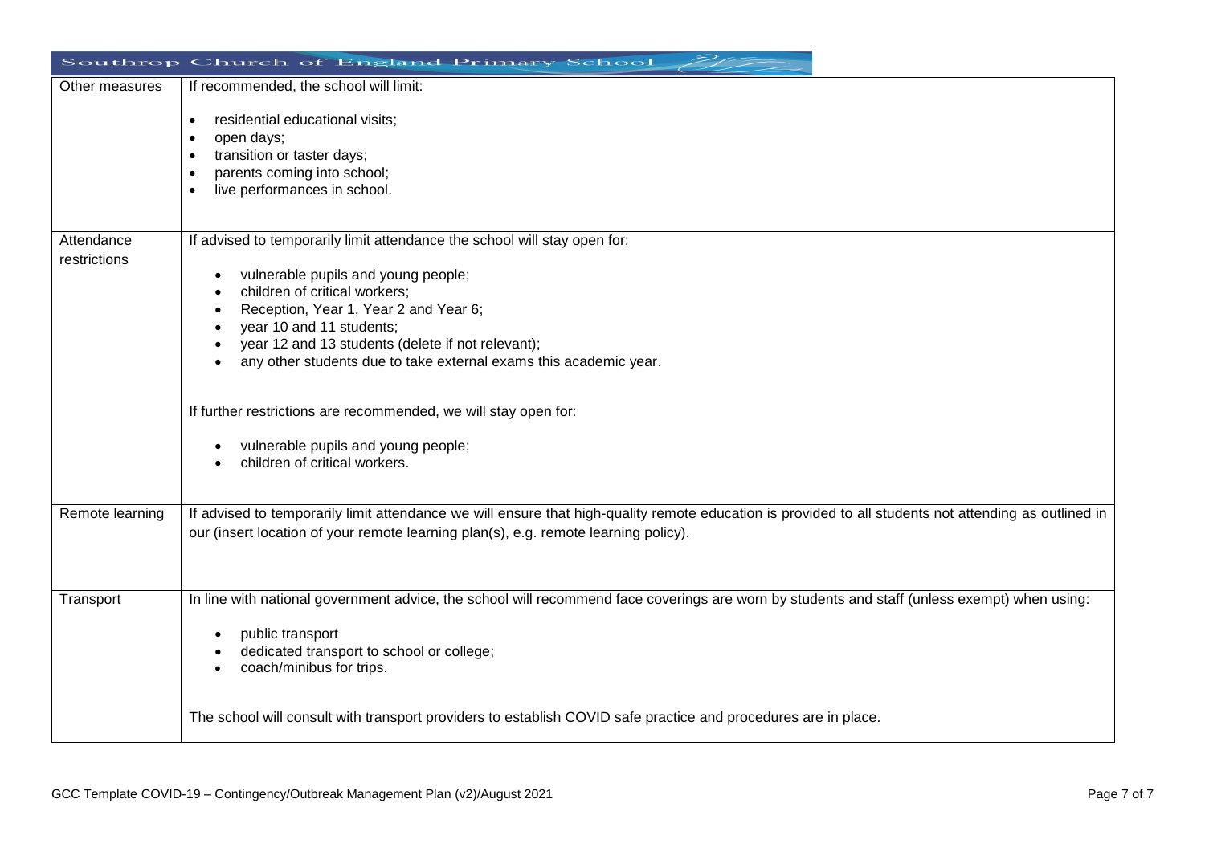| Other measures | If recommended, the school will limit:<br><br>• residential educational visits;<br>• open days;<br>• transition or taster days;<br>• parents coming into school;<br>• live performances in school. |
|---|---|
| Attendance restrictions | If advised to temporarily limit attendance the school will stay open for:<br><br>• vulnerable pupils and young people;<br>• children of critical workers;<br>• Reception, Year 1, Year 2 and Year 6;<br>• year 10 and 11 students;<br>• year 12 and 13 students (delete if not relevant);<br>• any other students due to take external exams this academic year.<br><br>If further restrictions are recommended, we will stay open for:<br><br>• vulnerable pupils and young people;<br>• children of critical workers. |
| Remote learning | If advised to temporarily limit attendance we will ensure that high-quality remote education is provided to all students not attending as outlined in our (insert location of your remote learning plan(s), e.g. remote learning policy). |
| Transport | In line with national government advice, the school will recommend face coverings are worn by students and staff (unless exempt) when using:<br><br>• public transport<br>• dedicated transport to school or college;<br>• coach/minibus for trips.<br><br>The school will consult with transport providers to establish COVID safe practice and procedures are in place. |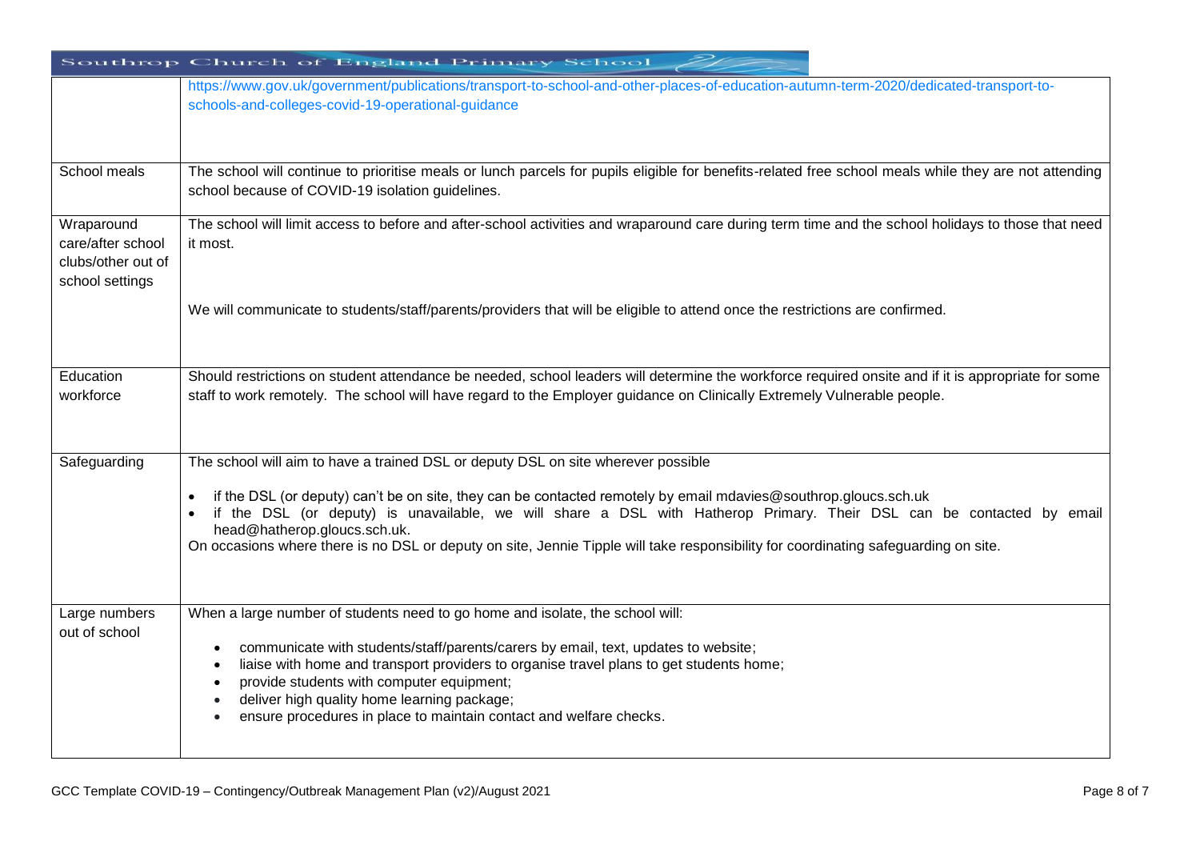| | |
|---|---|
| | https://www.gov.uk/government/publications/transport-to-school-and-other-places-of-education-autumn-term-2020/dedicated-transport-to-schools-and-colleges-covid-19-operational-guidance |
| School meals | The school will continue to prioritise meals or lunch parcels for pupils eligible for benefits-related free school meals while they are not attending school because of COVID-19 isolation guidelines. |
| Wraparound care/after school clubs/other out of school settings | The school will limit access to before and after-school activities and wraparound care during term time and the school holidays to those that need it most.<br><br>We will communicate to students/staff/parents/providers that will be eligible to attend once the restrictions are confirmed. |
| Education workforce | Should restrictions on student attendance be needed, school leaders will determine the workforce required onsite and if it is appropriate for some staff to work remotely. The school will have regard to the Employer guidance on Clinically Extremely Vulnerable people. |
| Safeguarding | The school will aim to have a trained DSL or deputy DSL on site wherever possible<br><br>• if the DSL (or deputy) can't be on site, they can be contacted remotely by email mdavies@southrop.gloucs.sch.uk<br>• if the DSL (or deputy) is unavailable, we will share a DSL with Hatherop Primary. Their DSL can be contacted by email head@hatherop.gloucs.sch.uk.<br><br>On occasions where there is no DSL or deputy on site, Jennie Tipple will take responsibility for coordinating safeguarding on site. |
| Large numbers out of school | When a large number of students need to go home and isolate, the school will:<br><br>• communicate with students/staff/parents/carers by email, text, updates to website;<br>• liaise with home and transport providers to organise travel plans to get students home;<br>• provide students with computer equipment;<br>• deliver high quality home learning package;<br>• ensure procedures in place to maintain contact and welfare checks. |